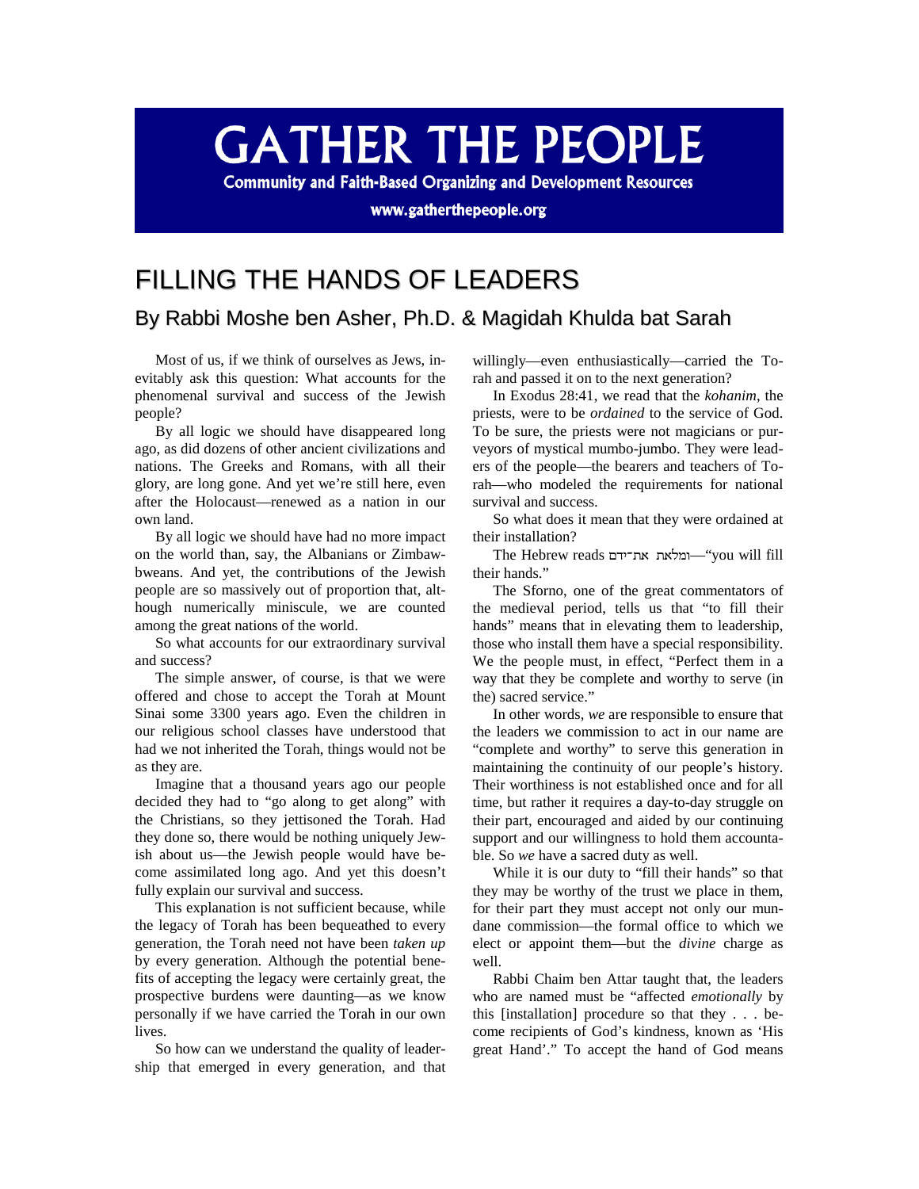# GATHER THE PEOPLE

**Community and Faith-Based Organizing and Development Resources**

**www.gatherthepeople.org**

# FILLING THE HANDS OF LEADERS

## By Rabbi Moshe ben Asher, Ph.D. & Magidah Khulda bat Sarah

Most of us, if we think of ourselves as Jews, inevitably ask this question: What accounts for the phenomenal survival and success of the Jewish people?

By all logic we should have disappeared long ago, as did dozens of other ancient civilizations and nations. The Greeks and Romans, with all their glory, are long gone. And yet we're still here, even after the Holocaust—renewed as a nation in our own land.

By all logic we should have had no more impact on the world than, say, the Albanians or Zimbabweans. And yet, the contributions of the Jewish people are so massively out of proportion that, although numerically miniscule, we are counted among the great nations of the world.

So what accounts for our extraordinary survival and success?

The simple answer, of course, is that we were offered and chose to accept the Torah at Mount Sinai some 3300 years ago. Even the children in our religious school classes have understood that had we not inherited the Torah, things would not be as they are.

Imagine that a thousand years ago our people decided they had to "go along to get along" with the Christians, so they jettisoned the Torah. Had they done so, there would be nothing uniquely Jewish about us—the Jewish people would have become assimilated long ago. And yet this doesn't fully explain our survival and success.

This explanation is not sufficient because, while the legacy of Torah has been bequeathed to every generation, the Torah need not have been *taken up* by every generation. Although the potential benefits of accepting the legacy were certainly great, the prospective burdens were daunting—as we know personally if we have carried the Torah in our own lives.

So how can we understand the quality of leadership that emerged in every generation, and that willingly—even enthusiastically—carried the Torah and passed it on to the next generation?

In Exodus 28:41, we read that the *kohanim*, the priests, were to be *ordained* to the service of God. To be sure, the priests were not magicians or purveyors of mystical mumbo-jumbo. They were leaders of the people—the bearers and teachers of Torah—who modeled the requirements for national survival and success.

So what does it mean that they were ordained at their installation?

The Hebrew reads ומלאת את־ידם—"you will fill their hands."

The Sforno, one of the great commentators of the medieval period, tells us that "to fill their hands" means that in elevating them to leadership, those who install them have a special responsibility. We the people must, in effect, "Perfect them in a way that they be complete and worthy to serve (in the) sacred service."

In other words, *we* are responsible to ensure that the leaders we commission to act in our name are "complete and worthy" to serve this generation in maintaining the continuity of our people's history. Their worthiness is not established once and for all time, but rather it requires a day-to-day struggle on their part, encouraged and aided by our continuing support and our willingness to hold them accountable. So *we* have a sacred duty as well.

While it is our duty to "fill their hands" so that they may be worthy of the trust we place in them, for their part they must accept not only our mundane commission—the formal office to which we elect or appoint them—but the *divine* charge as well.

Rabbi Chaim ben Attar taught that, the leaders who are named must be "affected *emotionally* by this [installation] procedure so that they . . . become recipients of God's kindness, known as 'His great Hand'." To accept the hand of God means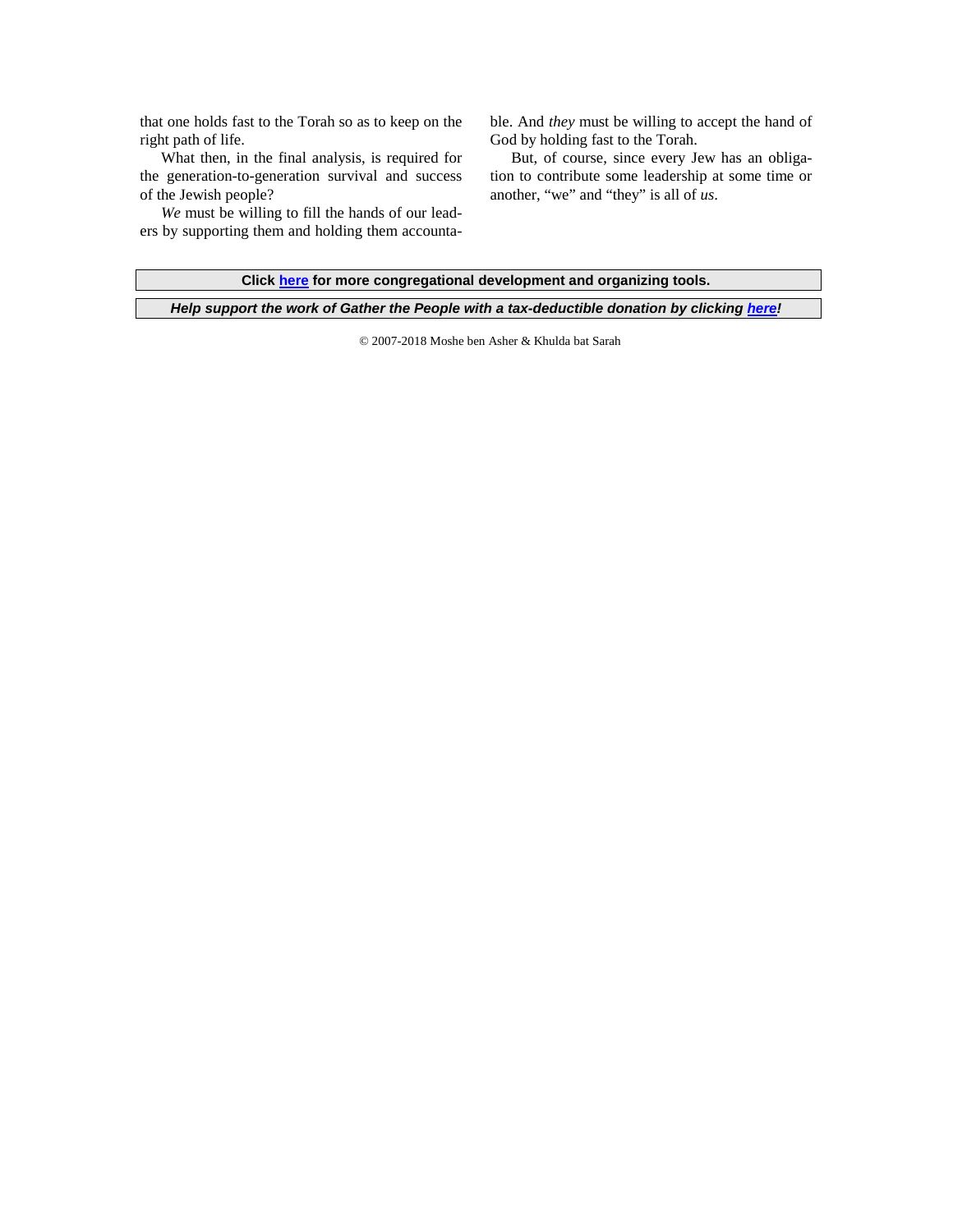that one holds fast to the Torah so as to keep on the right path of life.

What then, in the final analysis, is required for the generation-to-generation survival and success of the Jewish people?

*We* must be willing to fill the hands of our leaders by supporting them and holding them accountable. And *they* must be willing to accept the hand of God by holding fast to the Torah.

But, of course, since every Jew has an obligation to contribute some leadership at some time or another, "we" and "they" is all of *us*.

**Click here for more congregational development and organizing tools.**

***Help support the work of Gather the People with a tax-deductible donation by clicking here!***

© 2007-2018 Moshe ben Asher & Khulda bat Sarah